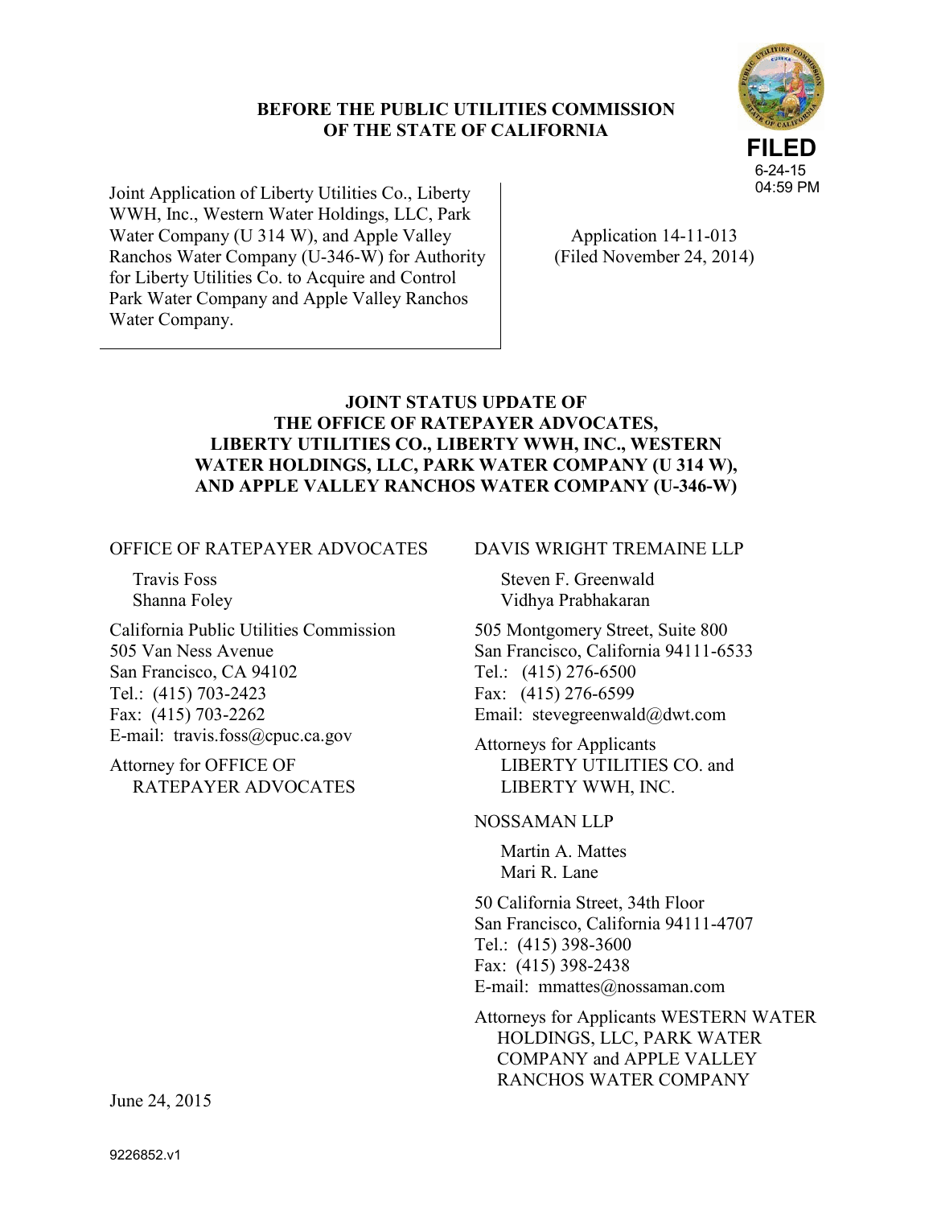**BEFORE THE PUBLIC UTILITIES COMMISSION OF THE STATE OF CALIFORNIA**

FILED
6-24-15
04:59 PM

| Joint Application of Liberty Utilities Co., Liberty WWH, Inc., Western Water Holdings, LLC, Park Water Company (U 314 W), and Apple Valley Ranchos Water Company (U-346-W) for Authority for Liberty Utilities Co. to Acquire and Control Park Water Company and Apple Valley Ranchos Water Company. | Application 14-11-013 (Filed November 24, 2014) |
|---|---|

**JOINT STATUS UPDATE OF THE OFFICE OF RATEPAYER ADVOCATES, LIBERTY UTILITIES CO., LIBERTY WWH, INC., WESTERN WATER HOLDINGS, LLC, PARK WATER COMPANY (U 314 W), AND APPLE VALLEY RANCHOS WATER COMPANY (U-346-W)**

OFFICE OF RATEPAYER ADVOCATES

Travis Foss
Shanna Foley

California Public Utilities Commission
505 Van Ness Avenue
San Francisco, CA 94102
Tel.: (415) 703-2423
Fax: (415) 703-2262
E-mail: travis.foss@cpuc.ca.gov

Attorney for OFFICE OF RATEPAYER ADVOCATES

DAVIS WRIGHT TREMAINE LLP

Steven F. Greenwald
Vidhya Prabhakaran

505 Montgomery Street, Suite 800
San Francisco, California 94111-6533
Tel.: (415) 276-6500
Fax: (415) 276-6599
Email: stevegreenwald@dwt.com

Attorneys for Applicants LIBERTY UTILITIES CO. and LIBERTY WWH, INC.

NOSSAMAN LLP

Martin A. Mattes
Mari R. Lane

50 California Street, 34th Floor
San Francisco, California 94111-4707
Tel.: (415) 398-3600
Fax: (415) 398-2438
E-mail: mmattes@nossaman.com

Attorneys for Applicants WESTERN WATER HOLDINGS, LLC, PARK WATER COMPANY and APPLE VALLEY RANCHOS WATER COMPANY

June 24, 2015

9226852.v1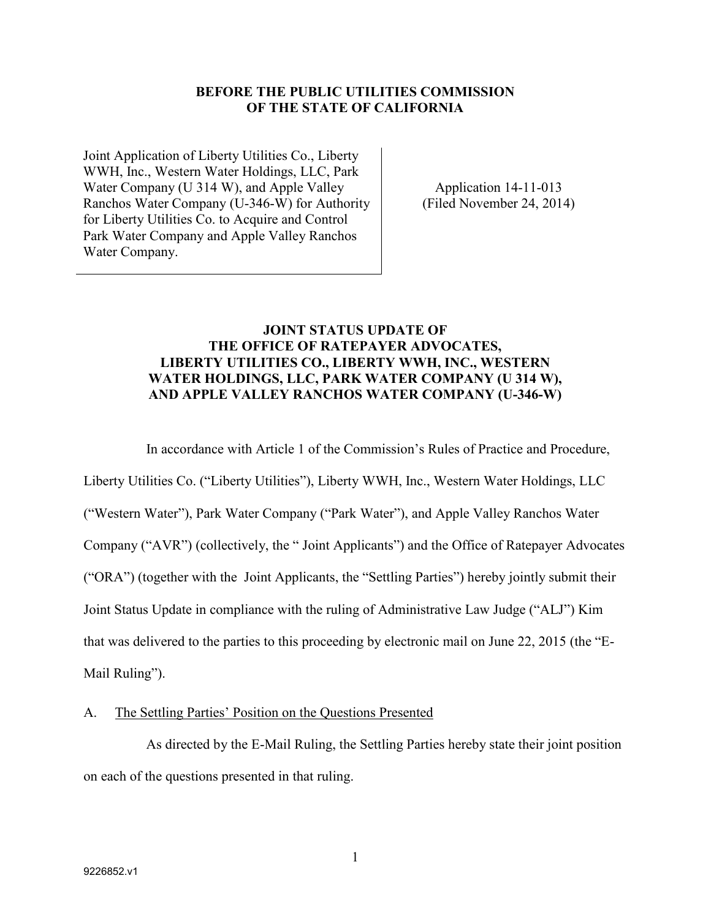**BEFORE THE PUBLIC UTILITIES COMMISSION OF THE STATE OF CALIFORNIA**

| | |
|---|---|
| Joint Application of Liberty Utilities Co., Liberty WWH, Inc., Western Water Holdings, LLC, Park Water Company (U 314 W), and Apple Valley Ranchos Water Company (U-346-W) for Authority for Liberty Utilities Co. to Acquire and Control Park Water Company and Apple Valley Ranchos Water Company. | Application 14-11-013 (Filed November 24, 2014) |

**JOINT STATUS UPDATE OF THE OFFICE OF RATEPAYER ADVOCATES, LIBERTY UTILITIES CO., LIBERTY WWH, INC., WESTERN WATER HOLDINGS, LLC, PARK WATER COMPANY (U 314 W), AND APPLE VALLEY RANCHOS WATER COMPANY (U-346-W)**

In accordance with Article 1 of the Commission's Rules of Practice and Procedure, Liberty Utilities Co. ("Liberty Utilities"), Liberty WWH, Inc., Western Water Holdings, LLC ("Western Water"), Park Water Company ("Park Water"), and Apple Valley Ranchos Water Company ("AVR") (collectively, the " Joint Applicants") and the Office of Ratepayer Advocates ("ORA") (together with the Joint Applicants, the "Settling Parties") hereby jointly submit their Joint Status Update in compliance with the ruling of Administrative Law Judge ("ALJ") Kim that was delivered to the parties to this proceeding by electronic mail on June 22, 2015 (the "E-Mail Ruling").

A. The Settling Parties' Position on the Questions Presented

As directed by the E-Mail Ruling, the Settling Parties hereby state their joint position on each of the questions presented in that ruling.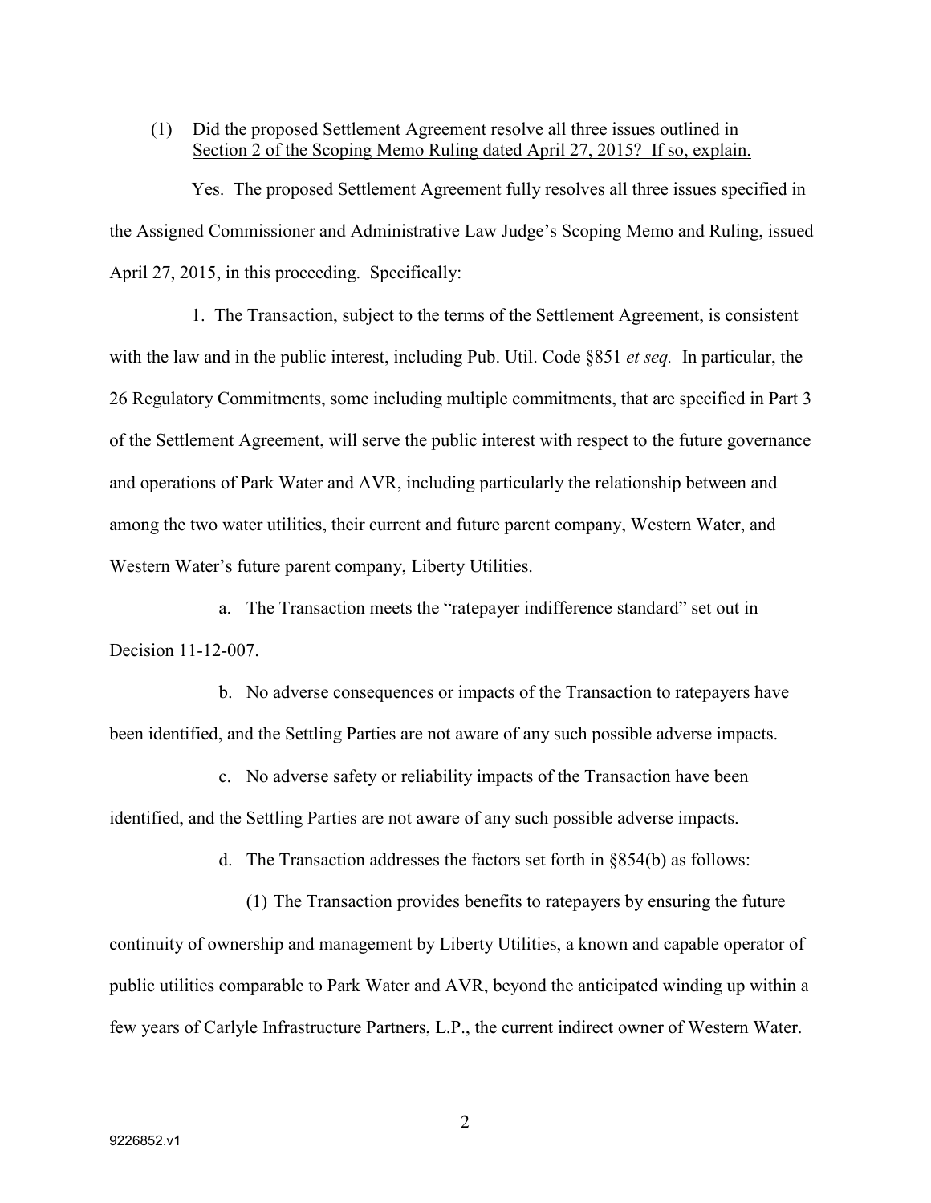(1) Did the proposed Settlement Agreement resolve all three issues outlined in Section 2 of the Scoping Memo Ruling dated April 27, 2015? If so, explain.

Yes. The proposed Settlement Agreement fully resolves all three issues specified in the Assigned Commissioner and Administrative Law Judge's Scoping Memo and Ruling, issued April 27, 2015, in this proceeding. Specifically:

1. The Transaction, subject to the terms of the Settlement Agreement, is consistent with the law and in the public interest, including Pub. Util. Code §851 *et seq.* In particular, the 26 Regulatory Commitments, some including multiple commitments, that are specified in Part 3 of the Settlement Agreement, will serve the public interest with respect to the future governance and operations of Park Water and AVR, including particularly the relationship between and among the two water utilities, their current and future parent company, Western Water, and Western Water's future parent company, Liberty Utilities.

a. The Transaction meets the "ratepayer indifference standard" set out in Decision 11-12-007.

b. No adverse consequences or impacts of the Transaction to ratepayers have been identified, and the Settling Parties are not aware of any such possible adverse impacts.

c. No adverse safety or reliability impacts of the Transaction have been identified, and the Settling Parties are not aware of any such possible adverse impacts.

d. The Transaction addresses the factors set forth in §854(b) as follows:

(1) The Transaction provides benefits to ratepayers by ensuring the future continuity of ownership and management by Liberty Utilities, a known and capable operator of public utilities comparable to Park Water and AVR, beyond the anticipated winding up within a few years of Carlyle Infrastructure Partners, L.P., the current indirect owner of Western Water.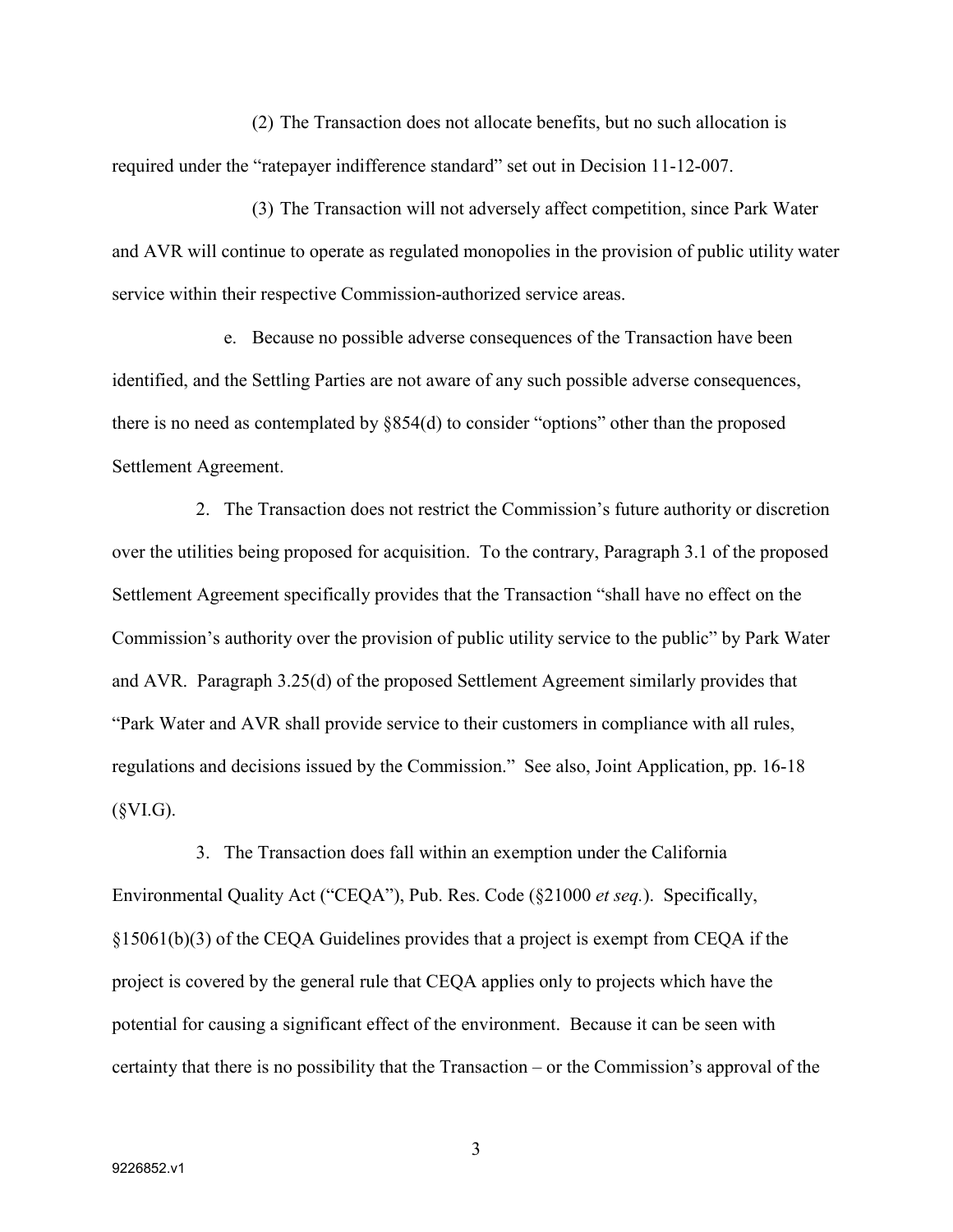(2) The Transaction does not allocate benefits, but no such allocation is required under the "ratepayer indifference standard" set out in Decision 11-12-007.

(3) The Transaction will not adversely affect competition, since Park Water and AVR will continue to operate as regulated monopolies in the provision of public utility water service within their respective Commission-authorized service areas.

e. Because no possible adverse consequences of the Transaction have been identified, and the Settling Parties are not aware of any such possible adverse consequences, there is no need as contemplated by §854(d) to consider "options" other than the proposed Settlement Agreement.

2. The Transaction does not restrict the Commission's future authority or discretion over the utilities being proposed for acquisition. To the contrary, Paragraph 3.1 of the proposed Settlement Agreement specifically provides that the Transaction "shall have no effect on the Commission's authority over the provision of public utility service to the public" by Park Water and AVR. Paragraph 3.25(d) of the proposed Settlement Agreement similarly provides that "Park Water and AVR shall provide service to their customers in compliance with all rules, regulations and decisions issued by the Commission." See also, Joint Application, pp. 16-18 (§VI.G).

3. The Transaction does fall within an exemption under the California Environmental Quality Act ("CEQA"), Pub. Res. Code (§21000 *et seq.*). Specifically, §15061(b)(3) of the CEQA Guidelines provides that a project is exempt from CEQA if the project is covered by the general rule that CEQA applies only to projects which have the potential for causing a significant effect of the environment. Because it can be seen with certainty that there is no possibility that the Transaction – or the Commission's approval of the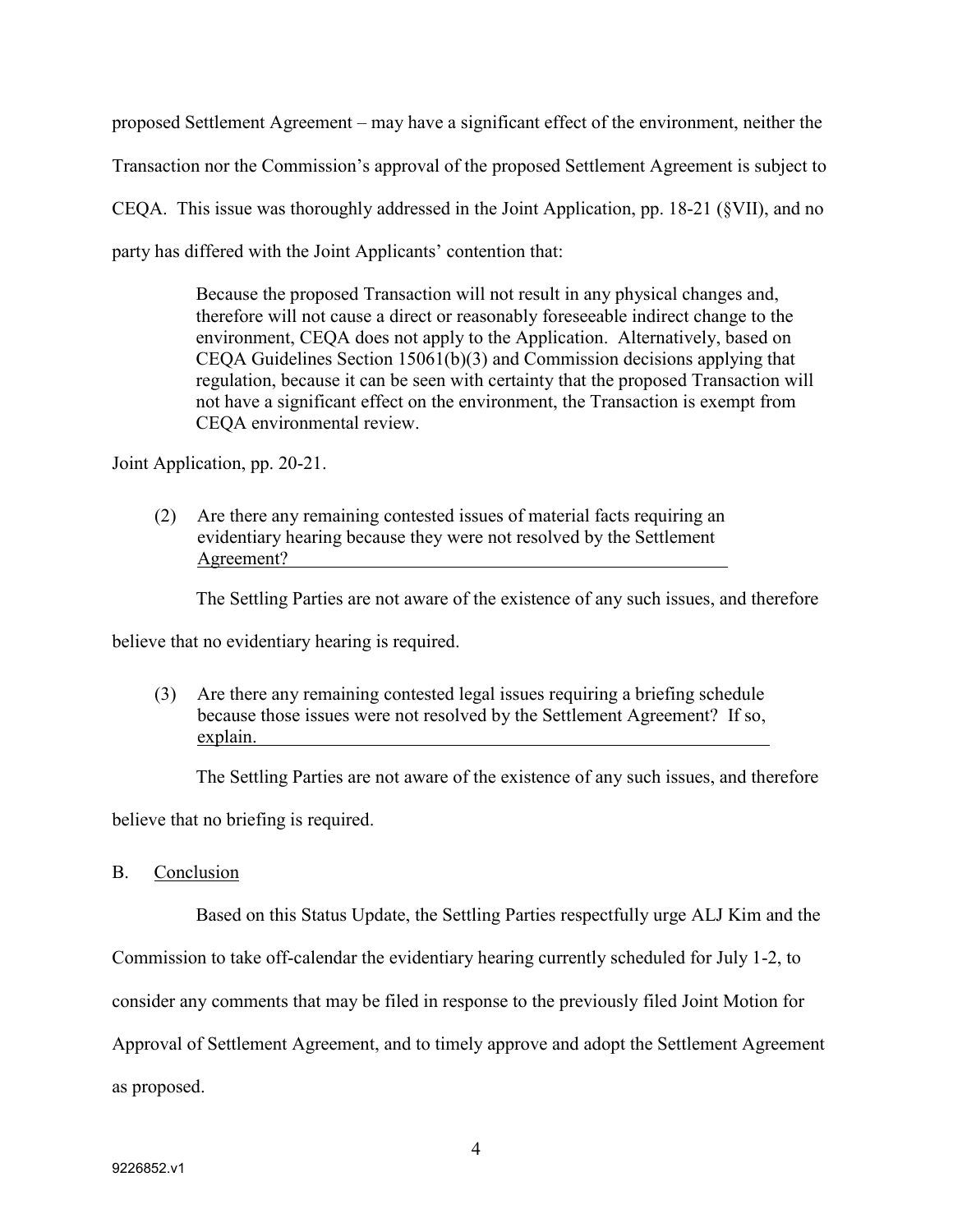proposed Settlement Agreement – may have a significant effect of the environment, neither the Transaction nor the Commission's approval of the proposed Settlement Agreement is subject to CEQA. This issue was thoroughly addressed in the Joint Application, pp. 18-21 (§VII), and no party has differed with the Joint Applicants' contention that:

> Because the proposed Transaction will not result in any physical changes and, therefore will not cause a direct or reasonably foreseeable indirect change to the environment, CEQA does not apply to the Application. Alternatively, based on CEQA Guidelines Section 15061(b)(3) and Commission decisions applying that regulation, because it can be seen with certainty that the proposed Transaction will not have a significant effect on the environment, the Transaction is exempt from CEQA environmental review.

Joint Application, pp. 20-21.

(2) Are there any remaining contested issues of material facts requiring an evidentiary hearing because they were not resolved by the Settlement Agreement?

The Settling Parties are not aware of the existence of any such issues, and therefore believe that no evidentiary hearing is required.

(3) Are there any remaining contested legal issues requiring a briefing schedule because those issues were not resolved by the Settlement Agreement? If so, explain.

The Settling Parties are not aware of the existence of any such issues, and therefore believe that no briefing is required.

## B. Conclusion

Based on this Status Update, the Settling Parties respectfully urge ALJ Kim and the Commission to take off-calendar the evidentiary hearing currently scheduled for July 1-2, to consider any comments that may be filed in response to the previously filed Joint Motion for Approval of Settlement Agreement, and to timely approve and adopt the Settlement Agreement as proposed.

9226852.v1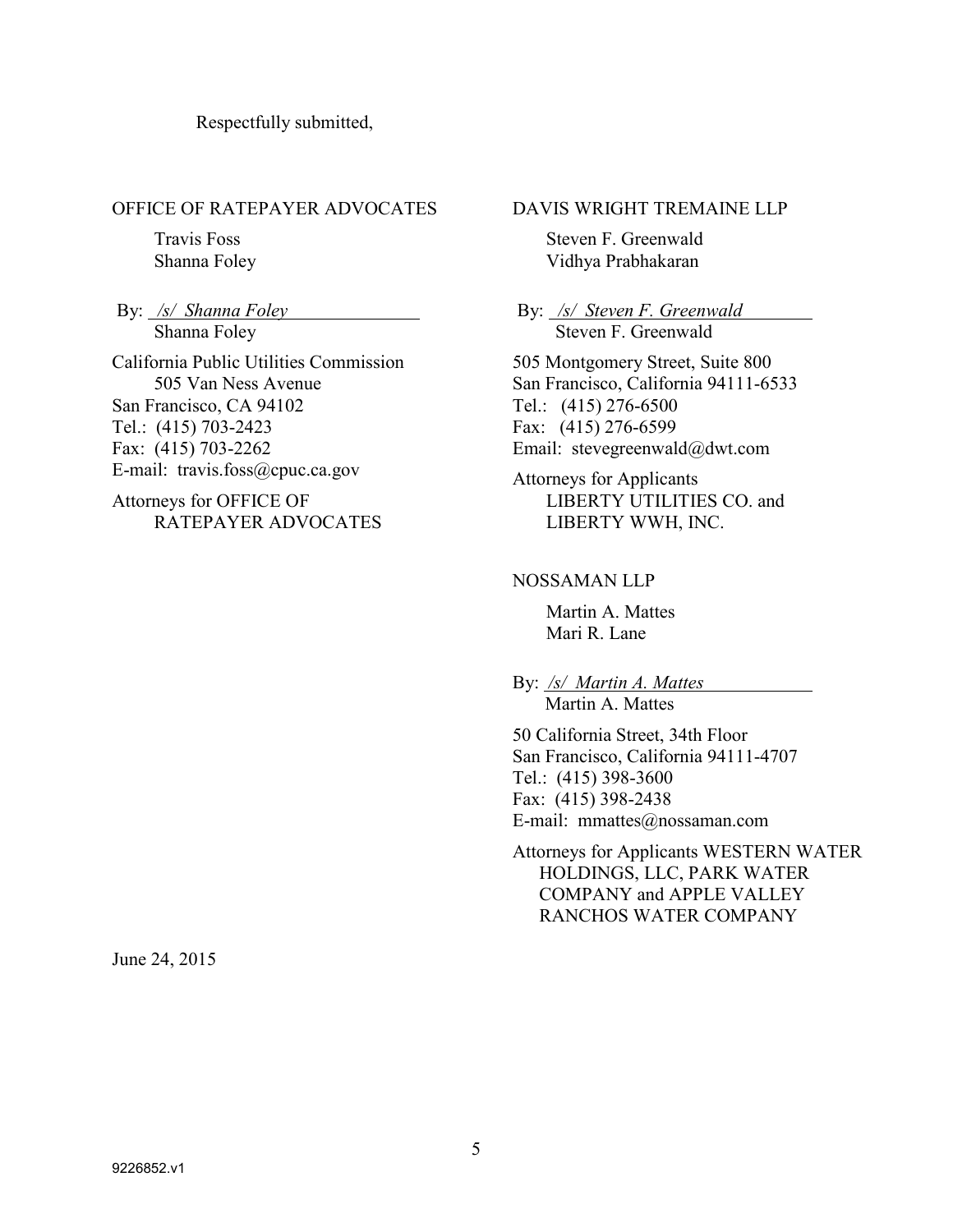Respectfully submitted,

OFFICE OF RATEPAYER ADVOCATES

Travis Foss
Shanna Foley

By: */s/ Shanna Foley*
Shanna Foley

California Public Utilities Commission
505 Van Ness Avenue
San Francisco, CA 94102
Tel.: (415) 703-2423
Fax: (415) 703-2262
E-mail: travis.foss@cpuc.ca.gov

Attorneys for OFFICE OF RATEPAYER ADVOCATES

DAVIS WRIGHT TREMAINE LLP

Steven F. Greenwald
Vidhya Prabhakaran

By: */s/ Steven F. Greenwald*
Steven F. Greenwald

505 Montgomery Street, Suite 800
San Francisco, California 94111-6533
Tel.: (415) 276-6500
Fax: (415) 276-6599
Email: stevegreenwald@dwt.com

Attorneys for Applicants LIBERTY UTILITIES CO. and LIBERTY WWH, INC.

NOSSAMAN LLP

Martin A. Mattes
Mari R. Lane

By: */s/ Martin A. Mattes*
Martin A. Mattes

50 California Street, 34th Floor
San Francisco, California 94111-4707
Tel.: (415) 398-3600
Fax: (415) 398-2438
E-mail: mmattes@nossaman.com

Attorneys for Applicants WESTERN WATER HOLDINGS, LLC, PARK WATER COMPANY and APPLE VALLEY RANCHOS WATER COMPANY

June 24, 2015

9226852.v1